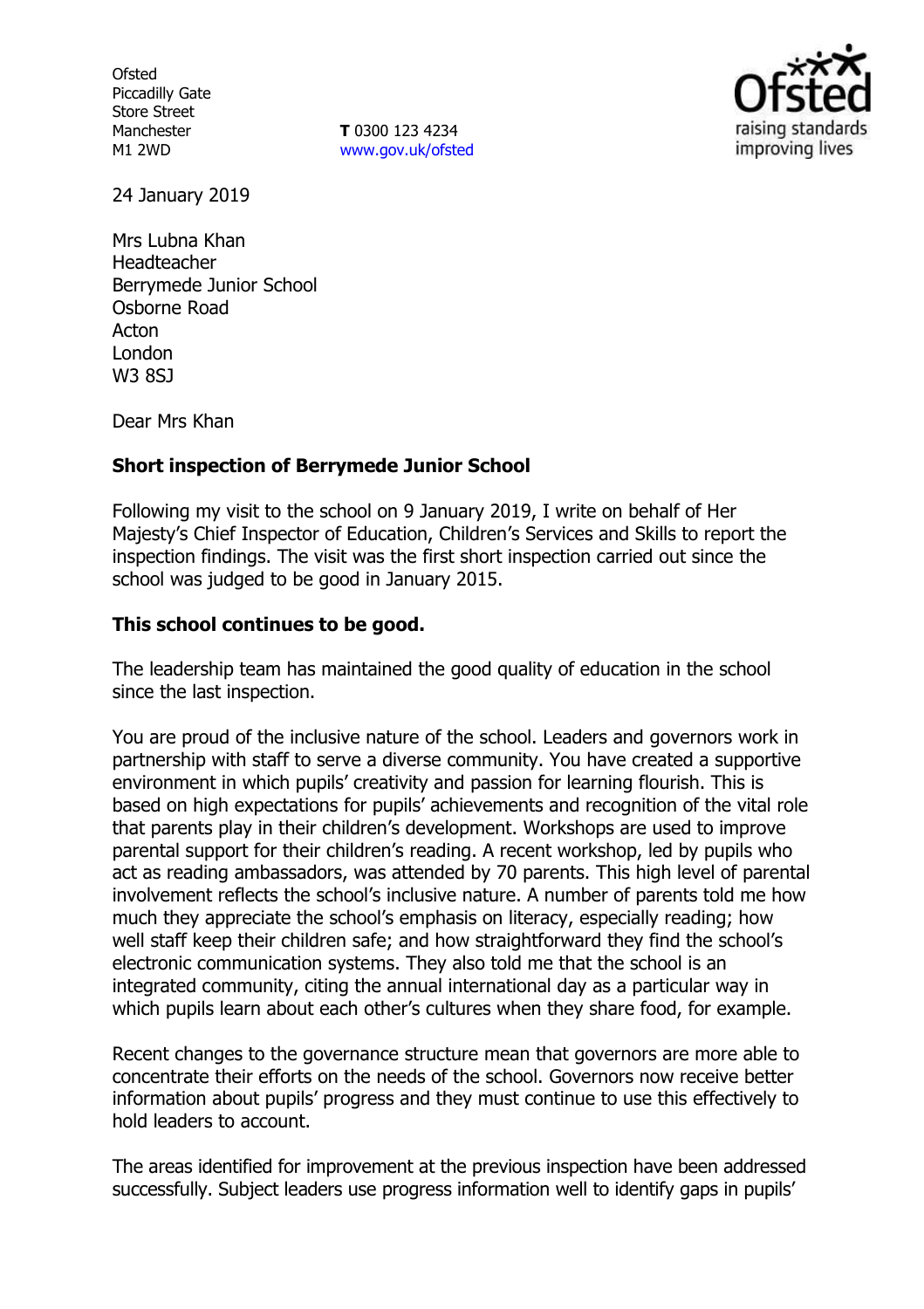Ofsted
Piccadilly Gate
Store Street
Manchester
M1 2WD

**T** 0300 123 4234
www.gov.uk/ofsted

24 January 2019

Mrs Lubna Khan
Headteacher
Berrymede Junior School
Osborne Road
Acton
London
W3 8SJ

Dear Mrs Khan

**Short inspection of Berrymede Junior School**

Following my visit to the school on 9 January 2019, I write on behalf of Her Majesty's Chief Inspector of Education, Children's Services and Skills to report the inspection findings. The visit was the first short inspection carried out since the school was judged to be good in January 2015.

**This school continues to be good.**

The leadership team has maintained the good quality of education in the school since the last inspection.

You are proud of the inclusive nature of the school. Leaders and governors work in partnership with staff to serve a diverse community. You have created a supportive environment in which pupils' creativity and passion for learning flourish. This is based on high expectations for pupils' achievements and recognition of the vital role that parents play in their children's development. Workshops are used to improve parental support for their children's reading. A recent workshop, led by pupils who act as reading ambassadors, was attended by 70 parents. This high level of parental involvement reflects the school's inclusive nature. A number of parents told me how much they appreciate the school's emphasis on literacy, especially reading; how well staff keep their children safe; and how straightforward they find the school's electronic communication systems. They also told me that the school is an integrated community, citing the annual international day as a particular way in which pupils learn about each other's cultures when they share food, for example.

Recent changes to the governance structure mean that governors are more able to concentrate their efforts on the needs of the school. Governors now receive better information about pupils' progress and they must continue to use this effectively to hold leaders to account.

The areas identified for improvement at the previous inspection have been addressed successfully. Subject leaders use progress information well to identify gaps in pupils'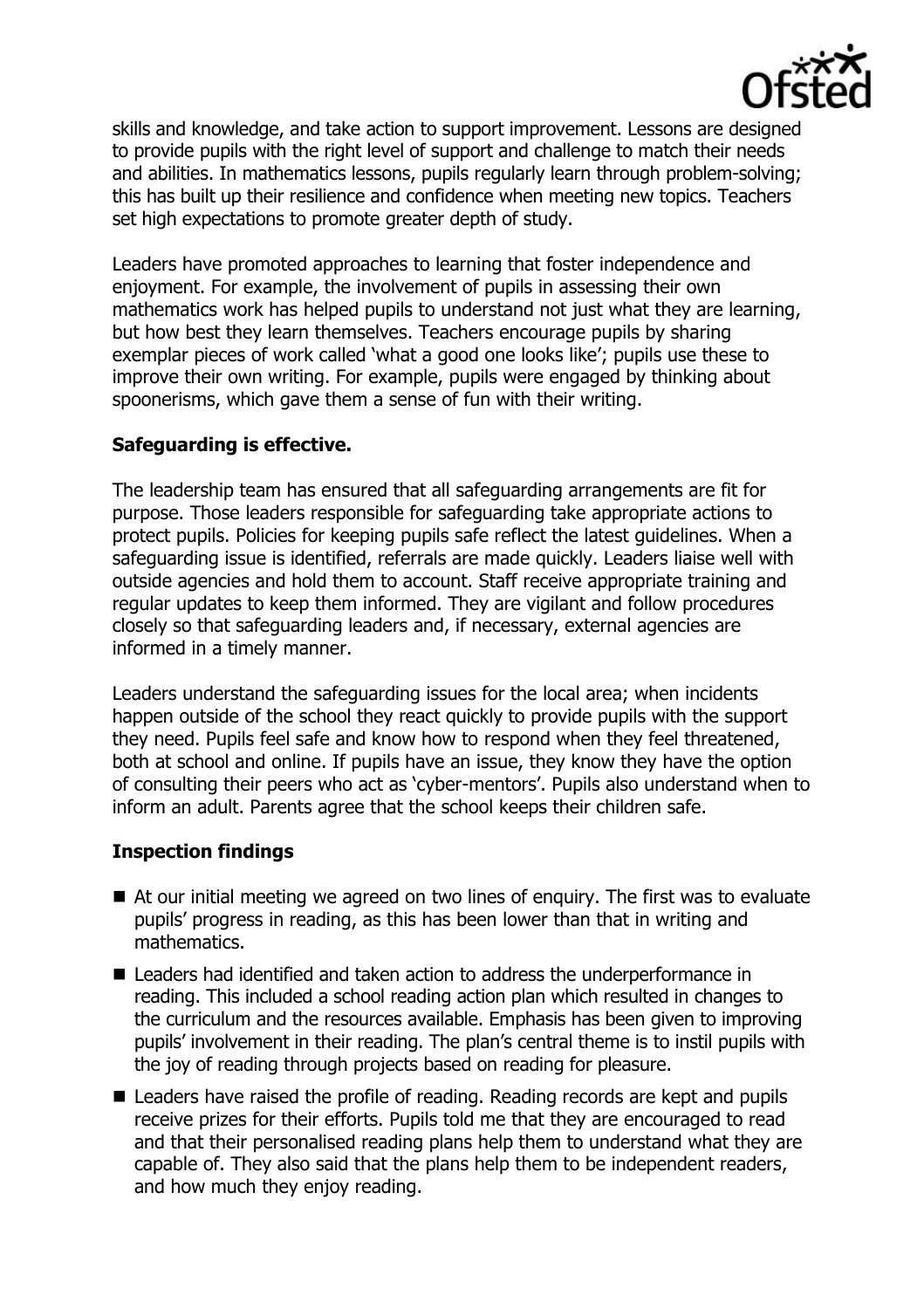skills and knowledge, and take action to support improvement. Lessons are designed to provide pupils with the right level of support and challenge to match their needs and abilities. In mathematics lessons, pupils regularly learn through problem-solving; this has built up their resilience and confidence when meeting new topics. Teachers set high expectations to promote greater depth of study.

Leaders have promoted approaches to learning that foster independence and enjoyment. For example, the involvement of pupils in assessing their own mathematics work has helped pupils to understand not just what they are learning, but how best they learn themselves. Teachers encourage pupils by sharing exemplar pieces of work called 'what a good one looks like'; pupils use these to improve their own writing. For example, pupils were engaged by thinking about spoonerisms, which gave them a sense of fun with their writing.

### Safeguarding is effective.

The leadership team has ensured that all safeguarding arrangements are fit for purpose. Those leaders responsible for safeguarding take appropriate actions to protect pupils. Policies for keeping pupils safe reflect the latest guidelines. When a safeguarding issue is identified, referrals are made quickly. Leaders liaise well with outside agencies and hold them to account. Staff receive appropriate training and regular updates to keep them informed. They are vigilant and follow procedures closely so that safeguarding leaders and, if necessary, external agencies are informed in a timely manner.

Leaders understand the safeguarding issues for the local area; when incidents happen outside of the school they react quickly to provide pupils with the support they need. Pupils feel safe and know how to respond when they feel threatened, both at school and online. If pupils have an issue, they know they have the option of consulting their peers who act as 'cyber-mentors'. Pupils also understand when to inform an adult. Parents agree that the school keeps their children safe.

### Inspection findings

- At our initial meeting we agreed on two lines of enquiry. The first was to evaluate pupils' progress in reading, as this has been lower than that in writing and mathematics.
- Leaders had identified and taken action to address the underperformance in reading. This included a school reading action plan which resulted in changes to the curriculum and the resources available. Emphasis has been given to improving pupils' involvement in their reading. The plan's central theme is to instil pupils with the joy of reading through projects based on reading for pleasure.
- Leaders have raised the profile of reading. Reading records are kept and pupils receive prizes for their efforts. Pupils told me that they are encouraged to read and that their personalised reading plans help them to understand what they are capable of. They also said that the plans help them to be independent readers, and how much they enjoy reading.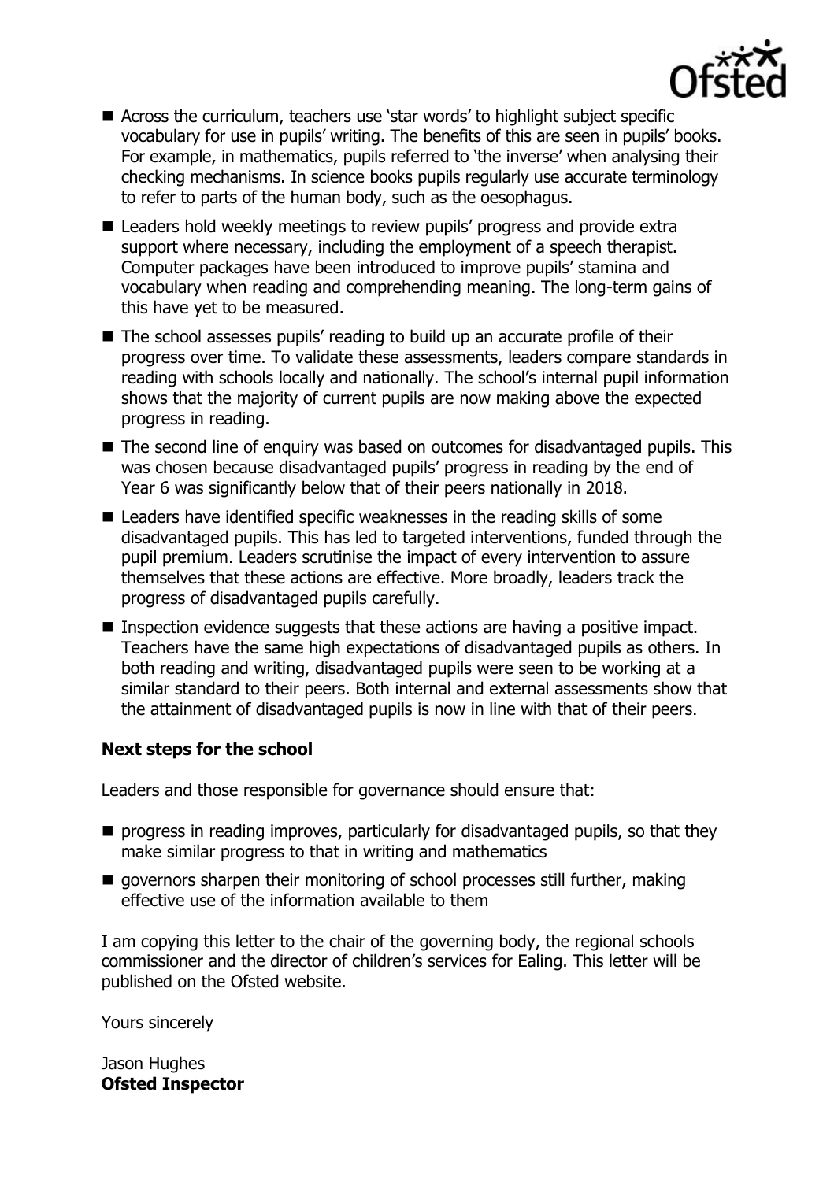- Across the curriculum, teachers use 'star words' to highlight subject specific vocabulary for use in pupils' writing. The benefits of this are seen in pupils' books. For example, in mathematics, pupils referred to 'the inverse' when analysing their checking mechanisms. In science books pupils regularly use accurate terminology to refer to parts of the human body, such as the oesophagus.
- Leaders hold weekly meetings to review pupils' progress and provide extra support where necessary, including the employment of a speech therapist. Computer packages have been introduced to improve pupils' stamina and vocabulary when reading and comprehending meaning. The long-term gains of this have yet to be measured.
- The school assesses pupils' reading to build up an accurate profile of their progress over time. To validate these assessments, leaders compare standards in reading with schools locally and nationally. The school's internal pupil information shows that the majority of current pupils are now making above the expected progress in reading.
- The second line of enquiry was based on outcomes for disadvantaged pupils. This was chosen because disadvantaged pupils' progress in reading by the end of Year 6 was significantly below that of their peers nationally in 2018.
- Leaders have identified specific weaknesses in the reading skills of some disadvantaged pupils. This has led to targeted interventions, funded through the pupil premium. Leaders scrutinise the impact of every intervention to assure themselves that these actions are effective. More broadly, leaders track the progress of disadvantaged pupils carefully.
- Inspection evidence suggests that these actions are having a positive impact. Teachers have the same high expectations of disadvantaged pupils as others. In both reading and writing, disadvantaged pupils were seen to be working at a similar standard to their peers. Both internal and external assessments show that the attainment of disadvantaged pupils is now in line with that of their peers.

**Next steps for the school**

Leaders and those responsible for governance should ensure that:

- progress in reading improves, particularly for disadvantaged pupils, so that they make similar progress to that in writing and mathematics
- governors sharpen their monitoring of school processes still further, making effective use of the information available to them

I am copying this letter to the chair of the governing body, the regional schools commissioner and the director of children's services for Ealing. This letter will be published on the Ofsted website.

Yours sincerely

Jason Hughes
**Ofsted Inspector**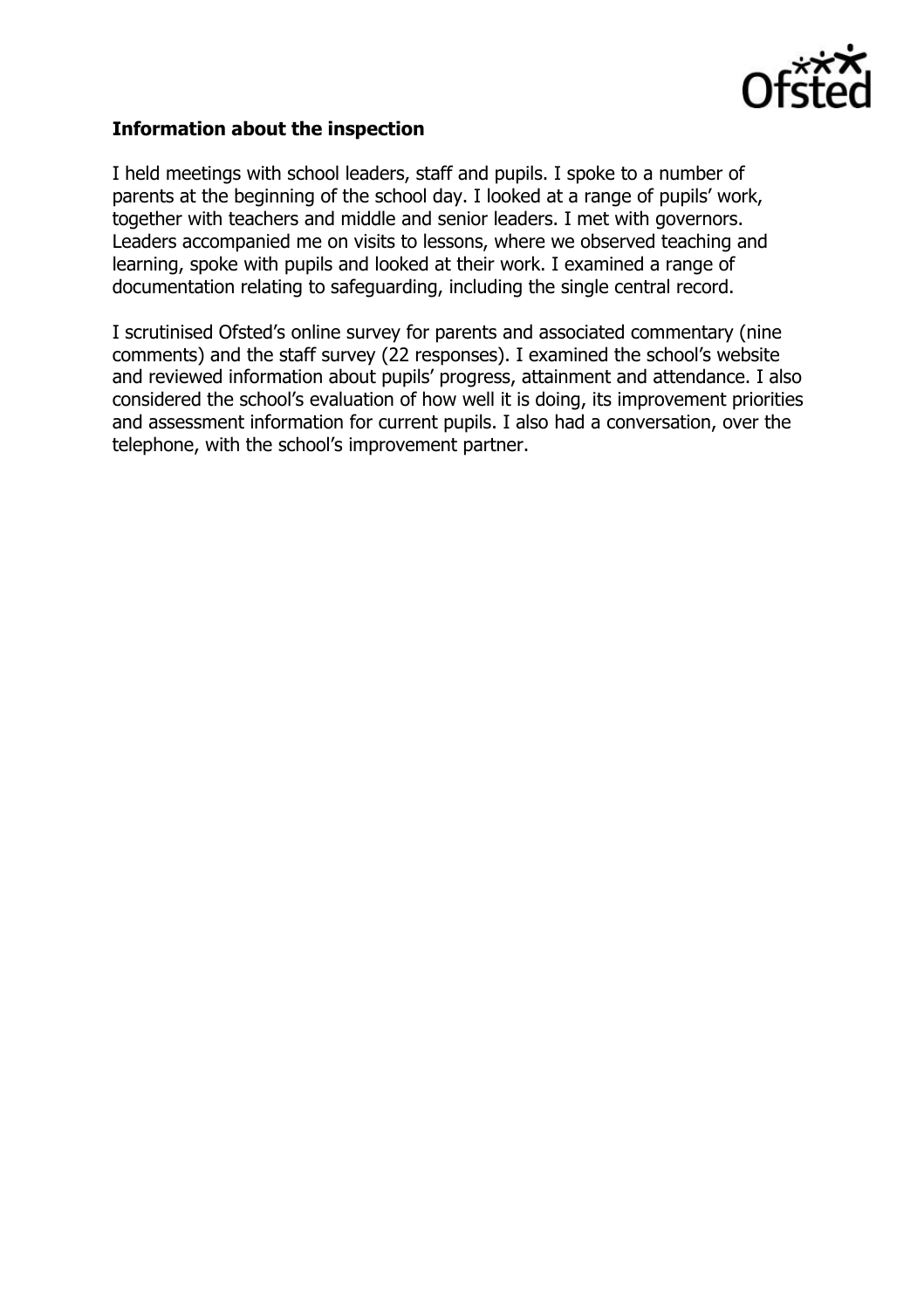**Information about the inspection**

I held meetings with school leaders, staff and pupils. I spoke to a number of parents at the beginning of the school day. I looked at a range of pupils' work, together with teachers and middle and senior leaders. I met with governors. Leaders accompanied me on visits to lessons, where we observed teaching and learning, spoke with pupils and looked at their work. I examined a range of documentation relating to safeguarding, including the single central record.

I scrutinised Ofsted's online survey for parents and associated commentary (nine comments) and the staff survey (22 responses). I examined the school's website and reviewed information about pupils' progress, attainment and attendance. I also considered the school's evaluation of how well it is doing, its improvement priorities and assessment information for current pupils. I also had a conversation, over the telephone, with the school's improvement partner.